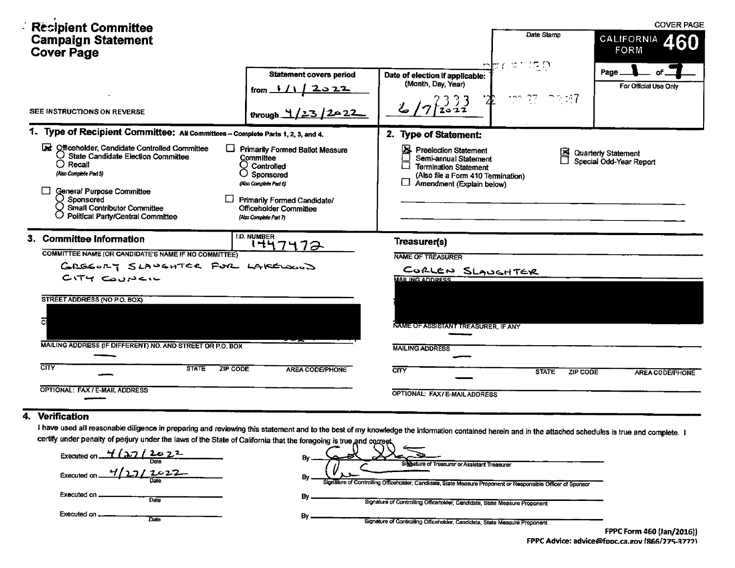# Recipient Committee Campaign Statement Cover Page

COVER PAGE

CALIFORNIA FORM **460**

Page 1 of 7

For Official Use Only

Date Stamp

RECEIVED

'22 APR 27 PM 2:47

SEE INSTRUCTIONS ON REVERSE

**Statement covers period**

from 1/1/2022

through 4/23/2022

**Date of election if applicable:** (Month, Day, Year)

6/7/2022

## 1. Type of Recipient Committee: All Committees – Complete Parts 1, 2, 3, and 4.

- [x] Officeholder, Candidate Controlled Committee
  - ○ State Candidate Election Committee
  - ○ Recall (Also Complete Part 5)
- [ ] General Purpose Committee
  - ○ Sponsored
  - ○ Small Contributor Committee
  - ○ Political Party/Central Committee
- [ ] Primarily Formed Ballot Measure Committee
  - ○ Controlled
  - ○ Sponsored (Also Complete Part 6)
- [ ] Primarily Formed Candidate/Officeholder Committee (Also Complete Part 7)

## 2. Type of Statement:

- [x] Preelection Statement
- [ ] Semi-annual Statement
- [ ] Termination Statement (Also file a Form 410 Termination)
- [ ] Amendment (Explain below)
- [x] Quarterly Statement
- [ ] Special Odd-Year Report

## 3. Committee Information

I.D. NUMBER: 1447472

COMMITTEE NAME (OR CANDIDATE'S NAME IF NO COMMITTEE)

GREGORY SLAUGHTER FOR LAKEWOOD CITY COUNCIL

STREET ADDRESS (NO P.O. BOX)

[REDACTED]

MAILING ADDRESS (IF DIFFERENT) NO. AND STREET OR P.O. BOX

—

CITY — STATE ZIP CODE AREA CODE/PHONE

OPTIONAL: FAX / E-MAIL ADDRESS

—

### Treasurer(s)

NAME OF TREASURER

CORLEN SLAUGHTER

MAILING ADDRESS

[REDACTED]

NAME OF ASSISTANT TREASURER, IF ANY

—

MAILING ADDRESS

—

CITY — STATE ZIP CODE AREA CODE/PHONE

OPTIONAL: FAX / E-MAIL ADDRESS

## 4. Verification

I have used all reasonable diligence in preparing and reviewing this statement and to the best of my knowledge the information contained herein and in the attached schedules is true and complete. I certify under penalty of perjury under the laws of the State of California that the foregoing is true and correct.

Executed on 4/27/2022 (Date) By [signature] Signature of Treasurer or Assistant Treasurer

Executed on 4/27/2022 (Date) By [signature] Signature of Controlling Officeholder, Candidate, State Measure Proponent or Responsible Officer of Sponsor

Executed on ________ (Date) By ________ Signature of Controlling Officeholder, Candidate, State Measure Proponent

Executed on ________ (Date) By ________ Signature of Controlling Officeholder, Candidate, State Measure Proponent

FPPC Form 460 (Jan/2016))
FPPC Advice: advice@fppc.ca.gov (866/275-3772)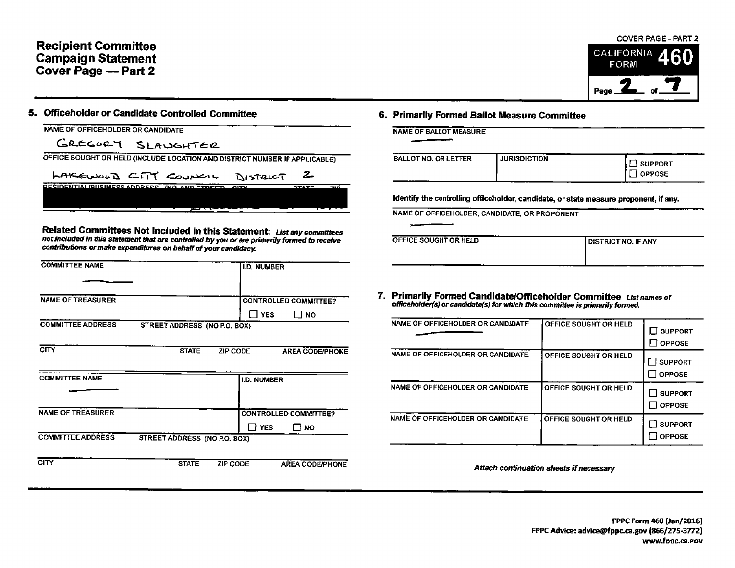# Recipient Committee Campaign Statement Cover Page — Part 2

COVER PAGE - PART 2

CALIFORNIA FORM 460

Page 2 of 7

## 5. Officeholder or Candidate Controlled Committee

NAME OF OFFICEHOLDER OR CANDIDATE

GREGORY SLAUGHTER

OFFICE SOUGHT OR HELD (INCLUDE LOCATION AND DISTRICT NUMBER IF APPLICABLE)

LAKEWOOD CITY COUNCIL DISTRICT 2

RESIDENTIAL/BUSINESS ADDRESS (NO. AND STREET) CITY STATE ZIP

[REDACTED]

### Related Committees Not Included in this Statement:

*List any committees not included in this statement that are controlled by you or are primarily formed to receive contributions or make expenditures on behalf of your candidacy.*

| COMMITTEE NAME | I.D. NUMBER |
|---|---|
| — | |
| NAME OF TREASURER | CONTROLLED COMMITTEE? ☐ YES ☐ NO |
| COMMITTEE ADDRESS STREET ADDRESS (NO P.O. BOX) | |
| CITY STATE ZIP CODE | AREA CODE/PHONE |

| COMMITTEE NAME | I.D. NUMBER |
|---|---|
| — | |
| NAME OF TREASURER | CONTROLLED COMMITTEE? ☐ YES ☐ NO |
| COMMITTEE ADDRESS STREET ADDRESS (NO P.O. BOX) | |
| CITY STATE ZIP CODE | AREA CODE/PHONE |

## 6. Primarily Formed Ballot Measure Committee

NAME OF BALLOT MEASURE

—

| BALLOT NO. OR LETTER | JURISDICTION | ☐ SUPPORT ☐ OPPOSE |
|---|---|---|
| | | |

**Identify the controlling officeholder, candidate, or state measure proponent, if any.**

NAME OF OFFICEHOLDER, CANDIDATE, OR PROPONENT

—

| OFFICE SOUGHT OR HELD | DISTRICT NO. IF ANY |
|---|---|
| | |

## 7. Primarily Formed Candidate/Officeholder Committee

*List names of officeholder(s) or candidate(s) for which this committee is primarily formed.*

| NAME OF OFFICEHOLDER OR CANDIDATE | OFFICE SOUGHT OR HELD | |
|---|---|---|
| — | | ☐ SUPPORT ☐ OPPOSE |
| NAME OF OFFICEHOLDER OR CANDIDATE | OFFICE SOUGHT OR HELD | ☐ SUPPORT ☐ OPPOSE |
| NAME OF OFFICEHOLDER OR CANDIDATE | OFFICE SOUGHT OR HELD | ☐ SUPPORT ☐ OPPOSE |
| NAME OF OFFICEHOLDER OR CANDIDATE | OFFICE SOUGHT OR HELD | ☐ SUPPORT ☐ OPPOSE |

*Attach continuation sheets if necessary*

FPPC Form 460 (Jan/2016)
FPPC Advice: advice@fppc.ca.gov (866/275-3772)
www.fppc.ca.gov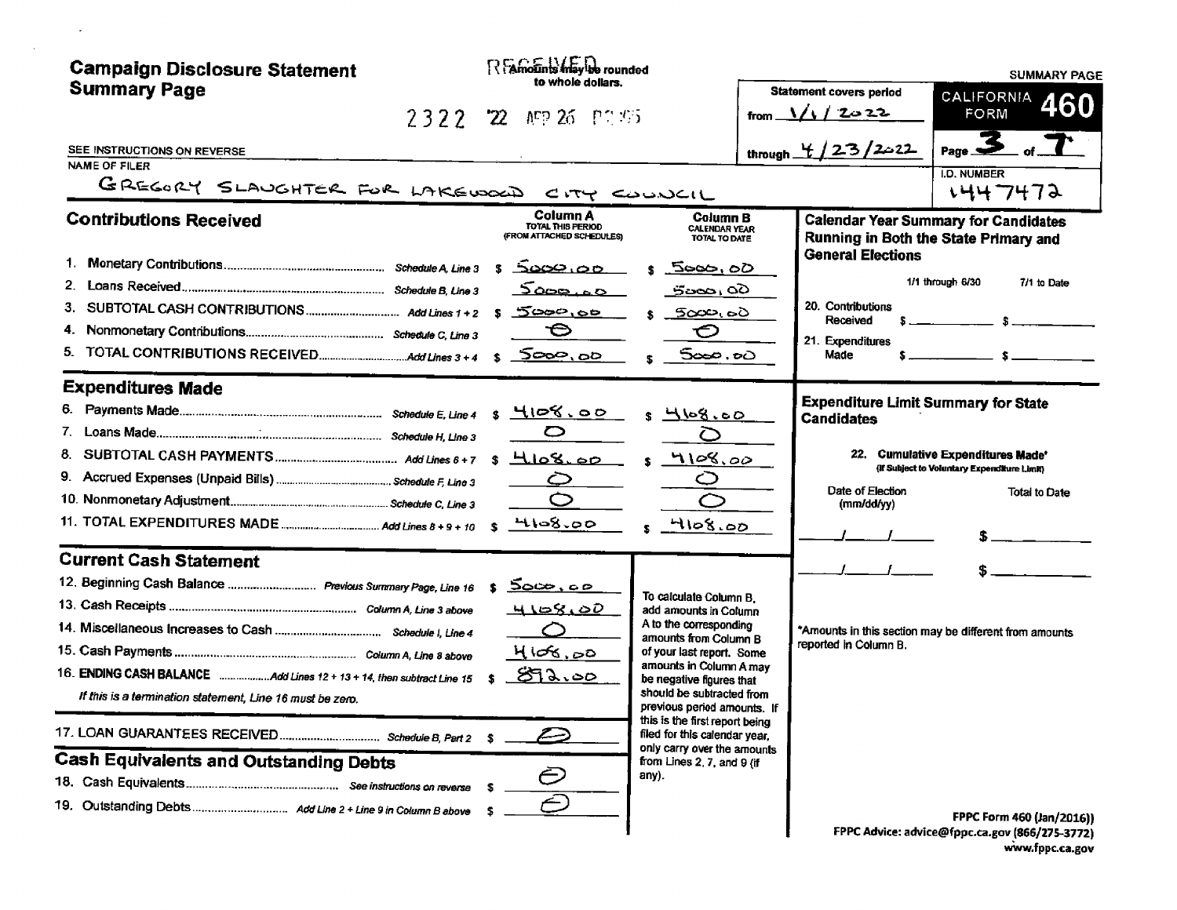# Campaign Disclosure Statement Summary Page

RECEIVED
Amounts may be rounded to whole dollars.

2322 '22 APR 26 P2:55

SUMMARY PAGE

**CALIFORNIA FORM 460**

Statement covers period from 1/1/2022 through 4/23/2022

Page 3 of 7

SEE INSTRUCTIONS ON REVERSE

NAME OF FILER: GREGORY SLAUGHTER FOR LAKEWOOD CITY COUNCIL

I.D. NUMBER: 1447472

## Contributions Received

| | | Column A TOTAL THIS PERIOD (FROM ATTACHED SCHEDULES) | Column B CALENDAR YEAR TOTAL TO DATE |
|---|---|---|---|
| 1. Monetary Contributions | Schedule A, Line 3 | $ 5000.00 | $ 5000.00 |
| 2. Loans Received | Schedule B, Line 3 | 5000.00 | 5000.00 |
| 3. SUBTOTAL CASH CONTRIBUTIONS | Add Lines 1 + 2 | $ 5000.00 | $ 5000.00 |
| 4. Nonmonetary Contributions | Schedule C, Line 3 | 0 | 0 |
| 5. TOTAL CONTRIBUTIONS RECEIVED | Add Lines 3 + 4 | $ 5000.00 | $ 5000.00 |

## Expenditures Made

| | | Column A | Column B |
|---|---|---|---|
| 6. Payments Made | Schedule E, Line 4 | $ 4108.00 | $ 4108.00 |
| 7. Loans Made | Schedule H, Line 3 | 0 | 0 |
| 8. SUBTOTAL CASH PAYMENTS | Add Lines 6 + 7 | $ 4108.00 | $ 4108.00 |
| 9. Accrued Expenses (Unpaid Bills) | Schedule F, Line 3 | 0 | 0 |
| 10. Nonmonetary Adjustment | Schedule C, Line 3 | 0 | 0 |
| 11. TOTAL EXPENDITURES MADE | Add Lines 8 + 9 + 10 | $ 4108.00 | $ 4108.00 |

## Current Cash Statement

| | | |
|---|---|---|
| 12. Beginning Cash Balance | Previous Summary Page, Line 16 | $ 5000.00 |
| 13. Cash Receipts | Column A, Line 3 above | 4108.00 |
| 14. Miscellaneous Increases to Cash | Schedule I, Line 4 | 0 |
| 15. Cash Payments | Column A, Line 8 above | 4108.00 |
| 16. ENDING CASH BALANCE | Add Lines 12 + 13 + 14, then subtract Line 15 | $ 892.00 |

*If this is a termination statement, Line 16 must be zero.*

| | | |
|---|---|---|
| 17. LOAN GUARANTEES RECEIVED | Schedule B, Part 2 | $ 0 |

## Cash Equivalents and Outstanding Debts

| | | |
|---|---|---|
| 18. Cash Equivalents | See instructions on reverse | $ 0 |
| 19. Outstanding Debts | Add Line 2 + Line 9 in Column B above | $ 0 |

To calculate Column B, add amounts in Column A to the corresponding amounts from Column B of your last report. Some amounts in Column A may be negative figures that should be subtracted from previous period amounts. If this is the first report being filed for this calendar year, only carry over the amounts from Lines 2, 7, and 9 (if any).

## Calendar Year Summary for Candidates Running in Both the State Primary and General Elections

| | 1/1 through 6/30 | 7/1 to Date |
|---|---|---|
| 20. Contributions Received | $ | $ |
| 21. Expenditures Made | $ | $ |

## Expenditure Limit Summary for State Candidates

22. Cumulative Expenditures Made* (If Subject to Voluntary Expenditure Limit)

| Date of Election (mm/dd/yy) | Total to Date |
|---|---|
| / / | $ |
| / / | $ |

*Amounts in this section may be different from amounts reported in Column B.

FPPC Form 460 (Jan/2016))
FPPC Advice: advice@fppc.ca.gov (866/275-3772)
www.fppc.ca.gov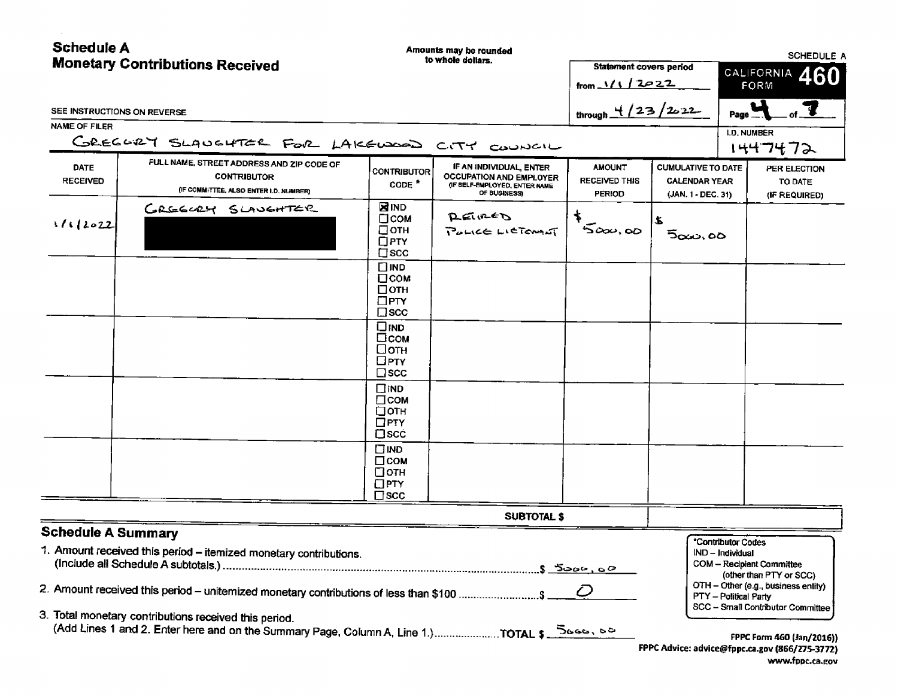# Schedule A
## Monetary Contributions Received

Amounts may be rounded to whole dollars.

SCHEDULE A

CALIFORNIA FORM **460**

Statement covers period from 1/1/2022 through 4/23/2022

SEE INSTRUCTIONS ON REVERSE

NAME OF FILER: GREGORY SLAUGHTER FOR LAKEWOOD CITY COUNCIL

I.D. NUMBER: 1447472

| DATE RECEIVED | FULL NAME, STREET ADDRESS AND ZIP CODE OF CONTRIBUTOR (IF COMMITTEE, ALSO ENTER I.D. NUMBER) | CONTRIBUTOR CODE * | IF AN INDIVIDUAL, ENTER OCCUPATION AND EMPLOYER (IF SELF-EMPLOYED, ENTER NAME OF BUSINESS) | AMOUNT RECEIVED THIS PERIOD | CUMULATIVE TO DATE CALENDAR YEAR (JAN. 1 - DEC. 31) | PER ELECTION TO DATE (IF REQUIRED) |
|---|---|---|---|---|---|---|
| 1/1/2022 | GREGORY SLAUGHTER [REDACTED] | ☒ IND ☐ COM ☐ OTH ☐ PTY ☐ SCC | RETIRED POLICE LIETENANT | $ 5000.00 | $ 5000.00 | |
| | | ☐ IND ☐ COM ☐ OTH ☐ PTY ☐ SCC | | | | |
| | | ☐ IND ☐ COM ☐ OTH ☐ PTY ☐ SCC | | | | |
| | | ☐ IND ☐ COM ☐ OTH ☐ PTY ☐ SCC | | | | |
| | | ☐ IND ☐ COM ☐ OTH ☐ PTY ☐ SCC | | | | |
| | | | SUBTOTAL $ | | | |

## Schedule A Summary

1. Amount received this period – itemized monetary contributions. (Include all Schedule A subtotals.) ........ $ 5000.00
2. Amount received this period – unitemized monetary contributions of less than $100 ........ $ 0
3. Total monetary contributions received this period. (Add Lines 1 and 2. Enter here and on the Summary Page, Column A, Line 1.) ........ TOTAL $ 5000.00

*Contributor Codes
- IND – Individual
- COM – Recipient Committee (other than PTY or SCC)
- OTH – Other (e.g., business entity)
- PTY – Political Party
- SCC – Small Contributor Committee

FPPC Form 460 (Jan/2016))
FPPC Advice: advice@fppc.ca.gov (866/275-3772)
www.fppc.ca.gov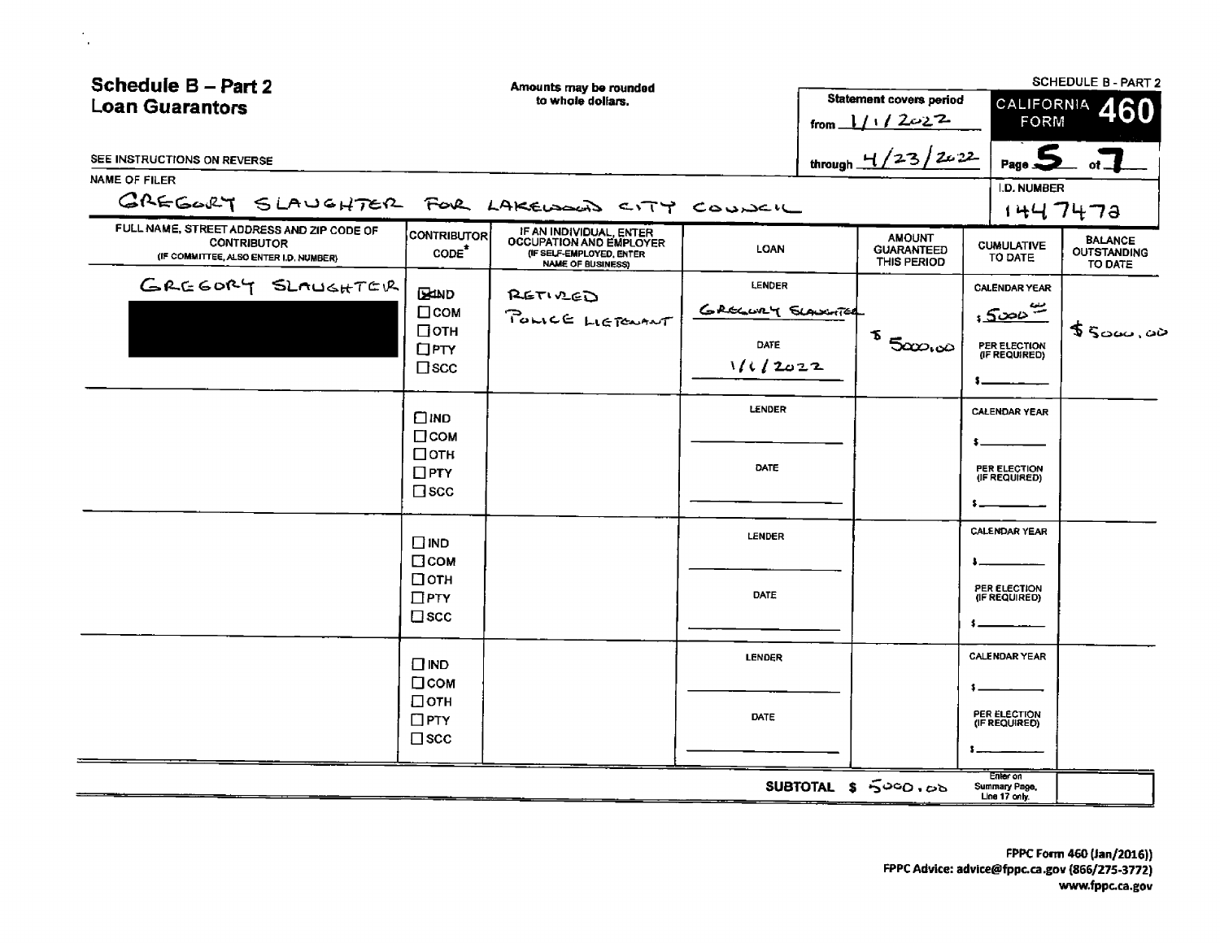# Schedule B – Part 2
## Loan Guarantors

Amounts may be rounded to whole dollars.

Statement covers period from 1/1/2022 through 4/23/2022

SCHEDULE B - PART 2

CALIFORNIA FORM **460**

Page 5 of 7

SEE INSTRUCTIONS ON REVERSE

NAME OF FILER: GREGORY SLAUGHTER FOR LAKEWOOD CITY COUNCIL

I.D. NUMBER: 1447472

| FULL NAME, STREET ADDRESS AND ZIP CODE OF CONTRIBUTOR (IF COMMITTEE, ALSO ENTER I.D. NUMBER) | CONTRIBUTOR CODE* | IF AN INDIVIDUAL, ENTER OCCUPATION AND EMPLOYER (IF SELF-EMPLOYED, ENTER NAME OF BUSINESS) | LOAN | AMOUNT GUARANTEED THIS PERIOD | CUMULATIVE TO DATE | BALANCE OUTSTANDING TO DATE |
|---|---|---|---|---|---|---|
| GREGORY SLAUGHTER [REDACTED] | ☒ IND ☐ COM ☐ OTH ☐ PTY ☐ SCC | RETIRED POLICE LIETENANT | LENDER: GREGORY SLAUGHTER DATE: 1/1/2022 | $ 5000.00 | CALENDAR YEAR $ 5000.00 PER ELECTION (IF REQUIRED) $ | $5000.00 |
| | ☐ IND ☐ COM ☐ OTH ☐ PTY ☐ SCC | | LENDER DATE | | CALENDAR YEAR $ PER ELECTION (IF REQUIRED) $ | |
| | ☐ IND ☐ COM ☐ OTH ☐ PTY ☐ SCC | | LENDER DATE | | CALENDAR YEAR $ PER ELECTION (IF REQUIRED) $ | |
| | ☐ IND ☐ COM ☐ OTH ☐ PTY ☐ SCC | | LENDER DATE | | CALENDAR YEAR $ PER ELECTION (IF REQUIRED) $ | |
| | | | SUBTOTAL $ | 5000.00 | Enter on Summary Page, Line 17 only. | |

FPPC Form 460 (Jan/2016))
FPPC Advice: advice@fppc.ca.gov (866/275-3772)
www.fppc.ca.gov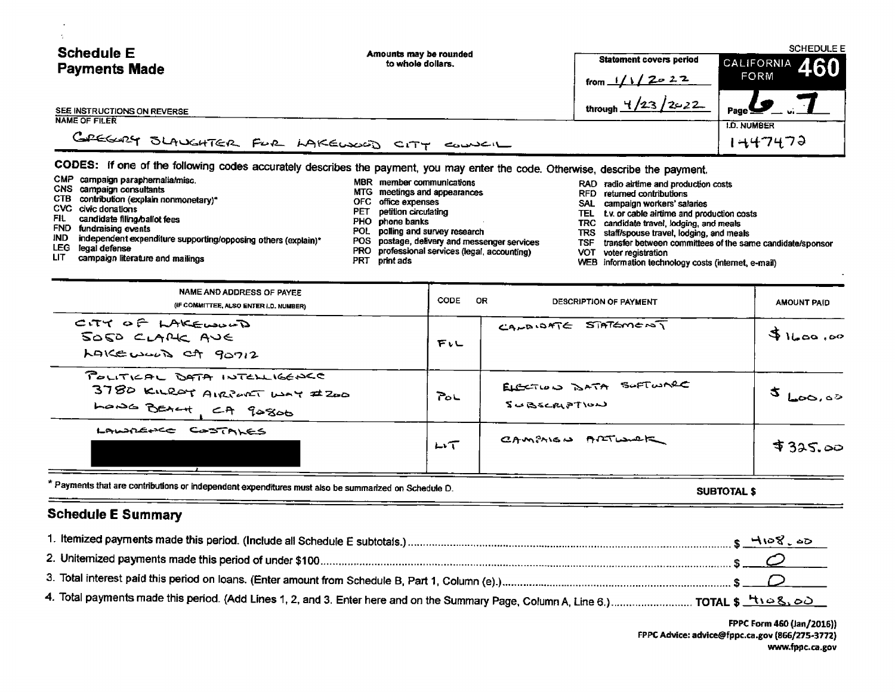# Schedule E
## Payments Made

Amounts may be rounded to whole dollars.

SCHEDULE E

CALIFORNIA FORM **460**

Statement covers period

from 1/1/2022

through 4/23/2022

Page 6 of 7

SEE INSTRUCTIONS ON REVERSE

NAME OF FILER

GREGORY SLAUGHTER FOR LAKEWOOD CITY COUNCIL

I.D. NUMBER

1447472

**CODES:** If one of the following codes accurately describes the payment, you may enter the code. Otherwise, describe the payment.

- CMP campaign paraphernalia/misc.
- CNS campaign consultants
- CTB contribution (explain nonmonetary)*
- CVC civic donations
- FIL candidate filing/ballot fees
- FND fundraising events
- IND independent expenditure supporting/opposing others (explain)*
- LEG legal defense
- LIT campaign literature and mailings
- MBR member communications
- MTG meetings and appearances
- OFC office expenses
- PET petition circulating
- PHO phone banks
- POL polling and survey research
- POS postage, delivery and messenger services
- PRO professional services (legal, accounting)
- PRT print ads
- RAD radio airtime and production costs
- RFD returned contributions
- SAL campaign workers' salaries
- TEL t.v. or cable airtime and production costs
- TRC candidate travel, lodging, and meals
- TRS staff/spouse travel, lodging, and meals
- TSF transfer between committees of the same candidate/sponsor
- VOT voter registration
- WEB information technology costs (internet, e-mail)

| NAME AND ADDRESS OF PAYEE (IF COMMITTEE, ALSO ENTER I.D. NUMBER) | CODE | OR DESCRIPTION OF PAYMENT | AMOUNT PAID |
|---|---|---|---|
| CITY OF LAKEWOOD<br>5050 CLARK AVE<br>LAKEWOOD CA 90712 | FIL | CANDIDATE STATEMENT | $1600.00 |
| POLITICAL DATA INTELLIGENCE<br>3780 KILROY AIRPORT WAY #200<br>LONG BEACH, CA 90806 | POL | ELECTION DATA SOFTWARE SUBSCRIPTION | $600.00 |
| LAWRENCE COSTALES<br>[REDACTED] | LIT | CAMPAIGN ARTWORK | $325.00 |

* Payments that are contributions or independent expenditures must also be summarized on Schedule D.

**SUBTOTAL $**

## Schedule E Summary

1. Itemized payments made this period. (Include all Schedule E subtotals.) $ 4108.00
2. Unitemized payments made this period of under $100 $ 0
3. Total interest paid this period on loans. (Enter amount from Schedule B, Part 1, Column (e).) $ 0
4. Total payments made this period. (Add Lines 1, 2, and 3. Enter here and on the Summary Page, Column A, Line 6.) **TOTAL $** 4108.00

FPPC Form 460 (Jan/2016))
FPPC Advice: advice@fppc.ca.gov (866/275-3772)
www.fppc.ca.gov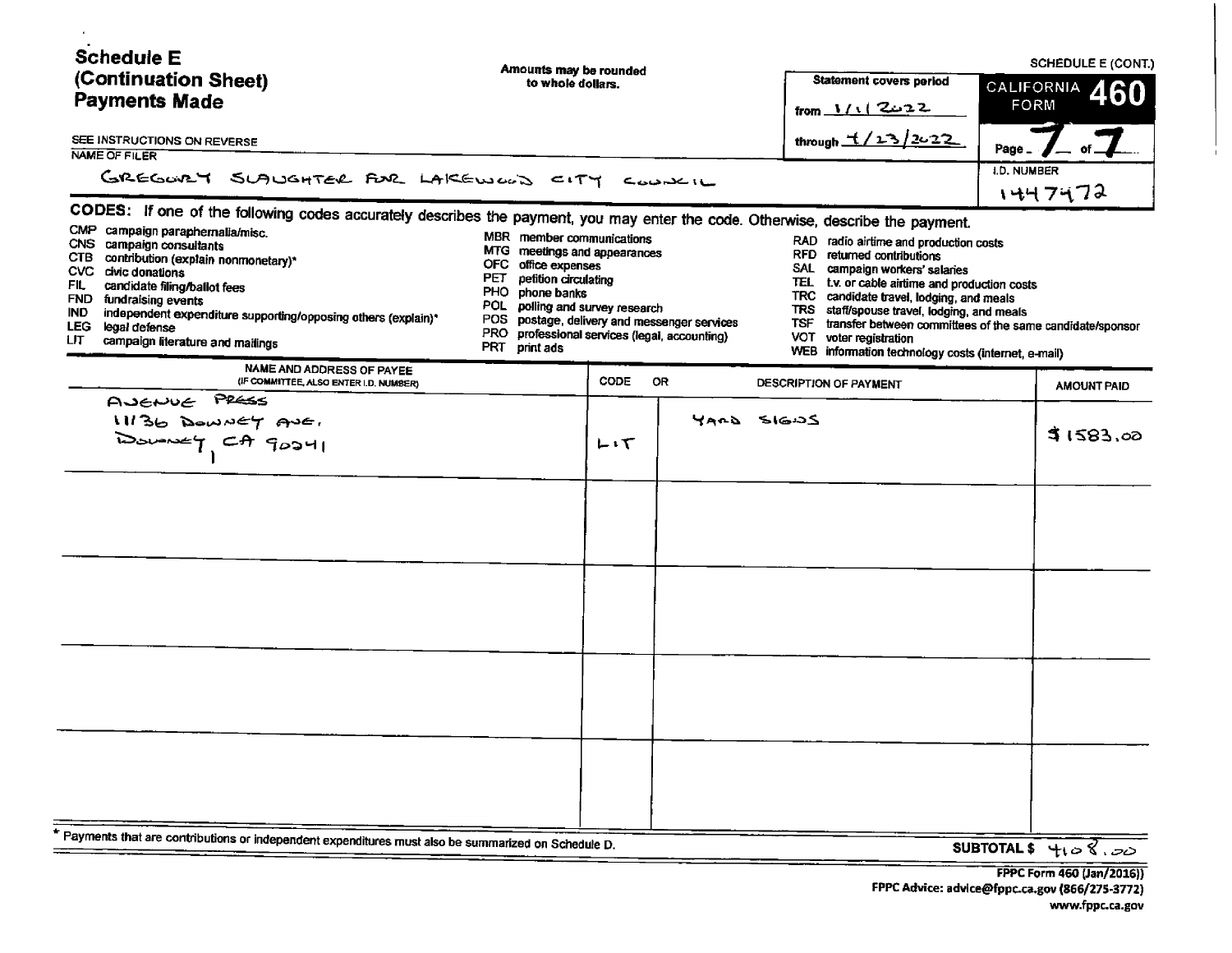# Schedule E (Continuation Sheet) Payments Made

Amounts may be rounded to whole dollars.

SCHEDULE E (CONT.)

CALIFORNIA FORM **460**

Statement covers period

from 1/1/2022

through 4/23/2022

Page 7 of 7

SEE INSTRUCTIONS ON REVERSE

NAME OF FILER

GREGORY SLAUGHTER FOR LAKEWOOD CITY COUNCIL

I.D. NUMBER

1447472

**CODES:** If one of the following codes accurately describes the payment, you may enter the code. Otherwise, describe the payment.

- CMP campaign paraphernalia/misc.
- CNS campaign consultants
- CTB contribution (explain nonmonetary)*
- CVC civic donations
- FIL candidate filing/ballot fees
- FND fundraising events
- IND independent expenditure supporting/opposing others (explain)*
- LEG legal defense
- LIT campaign literature and mailings
- MBR member communications
- MTG meetings and appearances
- OFC office expenses
- PET petition circulating
- PHO phone banks
- POL polling and survey research
- POS postage, delivery and messenger services
- PRO professional services (legal, accounting)
- PRT print ads
- RAD radio airtime and production costs
- RFD returned contributions
- SAL campaign workers' salaries
- TEL t.v. or cable airtime and production costs
- TRC candidate travel, lodging, and meals
- TRS staff/spouse travel, lodging, and meals
- TSF transfer between committees of the same candidate/sponsor
- VOT voter registration
- WEB information technology costs (internet, e-mail)

| NAME AND ADDRESS OF PAYEE (IF COMMITTEE, ALSO ENTER I.D. NUMBER) | CODE | OR DESCRIPTION OF PAYMENT | AMOUNT PAID |
|---|---|---|---|
| AVENUE PRESS<br>11136 DOWNEY AVE.<br>DOWNEY, CA 90241 | LIT | YARD SIGNS | $1583.00 |
| | | | |
| | | | |
| | | | |
| | | | |

\* Payments that are contributions or independent expenditures must also be summarized on Schedule D.

**SUBTOTAL $** 4108.00

FPPC Form 460 (Jan/2016))
FPPC Advice: advice@fppc.ca.gov (866/275-3772)
www.fppc.ca.gov